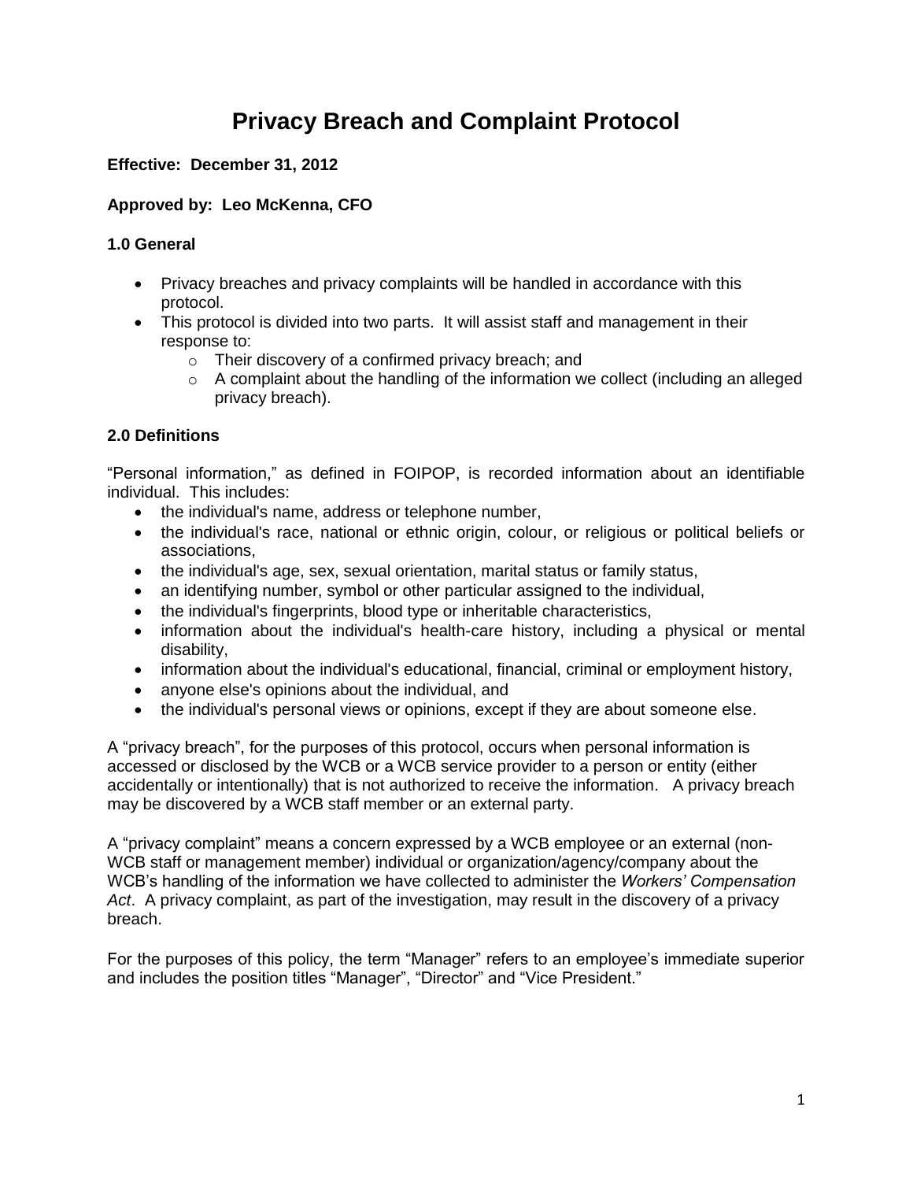# Privacy Breach and Complaint Protocol

**Effective: December 31, 2012**

**Approved by: Leo McKenna, CFO**

### 1.0 General

- Privacy breaches and privacy complaints will be handled in accordance with this protocol.
- This protocol is divided into two parts. It will assist staff and management in their response to:
  - Their discovery of a confirmed privacy breach; and
  - A complaint about the handling of the information we collect (including an alleged privacy breach).

### 2.0 Definitions

"Personal information," as defined in FOIPOP, is recorded information about an identifiable individual. This includes:

- the individual's name, address or telephone number,
- the individual's race, national or ethnic origin, colour, or religious or political beliefs or associations,
- the individual's age, sex, sexual orientation, marital status or family status,
- an identifying number, symbol or other particular assigned to the individual,
- the individual's fingerprints, blood type or inheritable characteristics,
- information about the individual's health-care history, including a physical or mental disability,
- information about the individual's educational, financial, criminal or employment history,
- anyone else's opinions about the individual, and
- the individual's personal views or opinions, except if they are about someone else.

A "privacy breach", for the purposes of this protocol, occurs when personal information is accessed or disclosed by the WCB or a WCB service provider to a person or entity (either accidentally or intentionally) that is not authorized to receive the information. A privacy breach may be discovered by a WCB staff member or an external party.

A "privacy complaint" means a concern expressed by a WCB employee or an external (non-WCB staff or management member) individual or organization/agency/company about the WCB's handling of the information we have collected to administer the *Workers' Compensation Act*. A privacy complaint, as part of the investigation, may result in the discovery of a privacy breach.

For the purposes of this policy, the term "Manager" refers to an employee's immediate superior and includes the position titles "Manager", "Director" and "Vice President."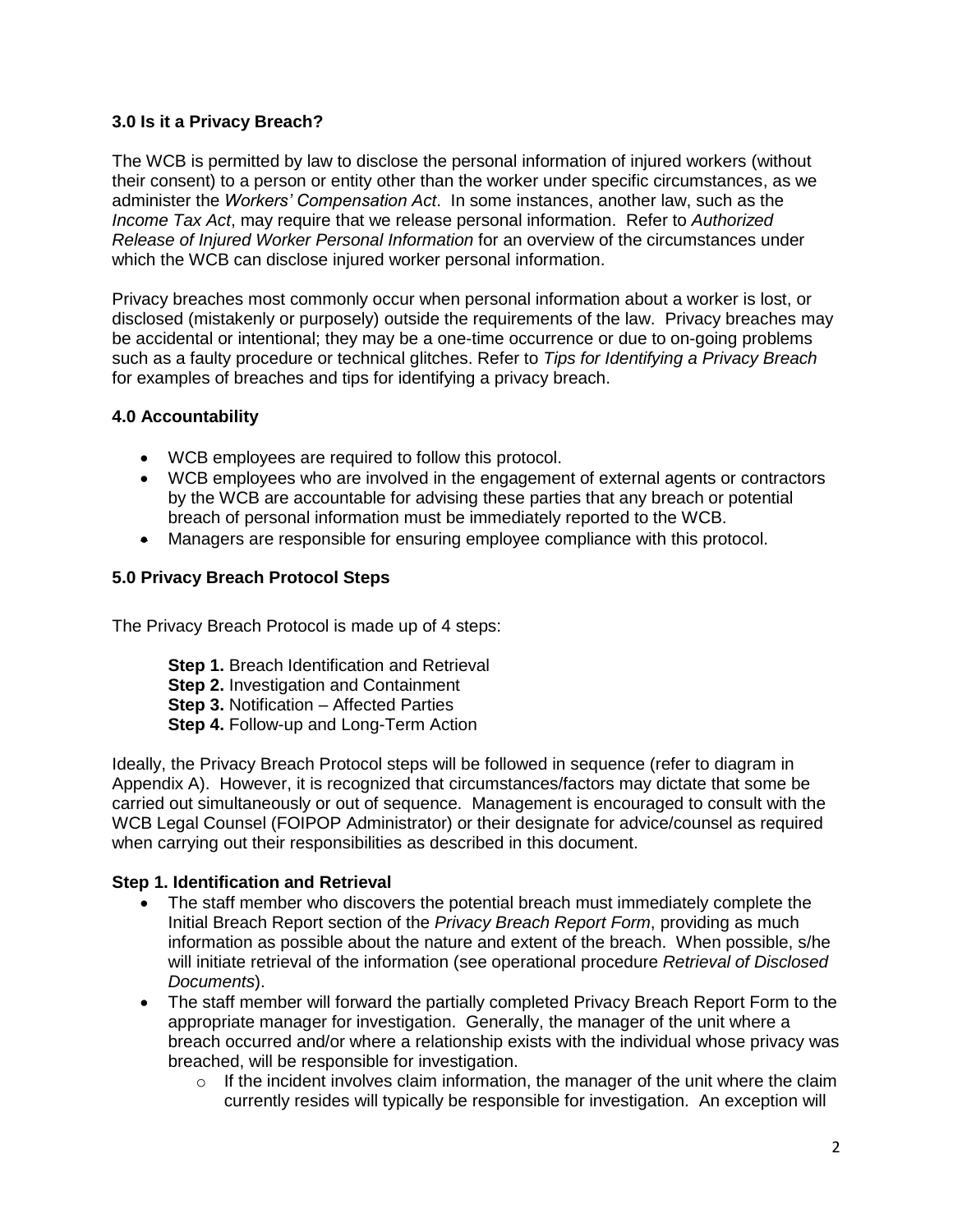### 3.0 Is it a Privacy Breach?

The WCB is permitted by law to disclose the personal information of injured workers (without their consent) to a person or entity other than the worker under specific circumstances, as we administer the *Workers' Compensation Act*. In some instances, another law, such as the *Income Tax Act*, may require that we release personal information. Refer to *Authorized Release of Injured Worker Personal Information* for an overview of the circumstances under which the WCB can disclose injured worker personal information.

Privacy breaches most commonly occur when personal information about a worker is lost, or disclosed (mistakenly or purposely) outside the requirements of the law. Privacy breaches may be accidental or intentional; they may be a one-time occurrence or due to on-going problems such as a faulty procedure or technical glitches. Refer to *Tips for Identifying a Privacy Breach* for examples of breaches and tips for identifying a privacy breach.

### 4.0 Accountability

- WCB employees are required to follow this protocol.
- WCB employees who are involved in the engagement of external agents or contractors by the WCB are accountable for advising these parties that any breach or potential breach of personal information must be immediately reported to the WCB.
- Managers are responsible for ensuring employee compliance with this protocol.

### 5.0 Privacy Breach Protocol Steps

The Privacy Breach Protocol is made up of 4 steps:

**Step 1.** Breach Identification and Retrieval
**Step 2.** Investigation and Containment
**Step 3.** Notification – Affected Parties
**Step 4.** Follow-up and Long-Term Action

Ideally, the Privacy Breach Protocol steps will be followed in sequence (refer to diagram in Appendix A). However, it is recognized that circumstances/factors may dictate that some be carried out simultaneously or out of sequence. Management is encouraged to consult with the WCB Legal Counsel (FOIPOP Administrator) or their designate for advice/counsel as required when carrying out their responsibilities as described in this document.

#### Step 1. Identification and Retrieval

- The staff member who discovers the potential breach must immediately complete the Initial Breach Report section of the *Privacy Breach Report Form*, providing as much information as possible about the nature and extent of the breach. When possible, s/he will initiate retrieval of the information (see operational procedure *Retrieval of Disclosed Documents*).
- The staff member will forward the partially completed Privacy Breach Report Form to the appropriate manager for investigation. Generally, the manager of the unit where a breach occurred and/or where a relationship exists with the individual whose privacy was breached, will be responsible for investigation.
  - If the incident involves claim information, the manager of the unit where the claim currently resides will typically be responsible for investigation. An exception will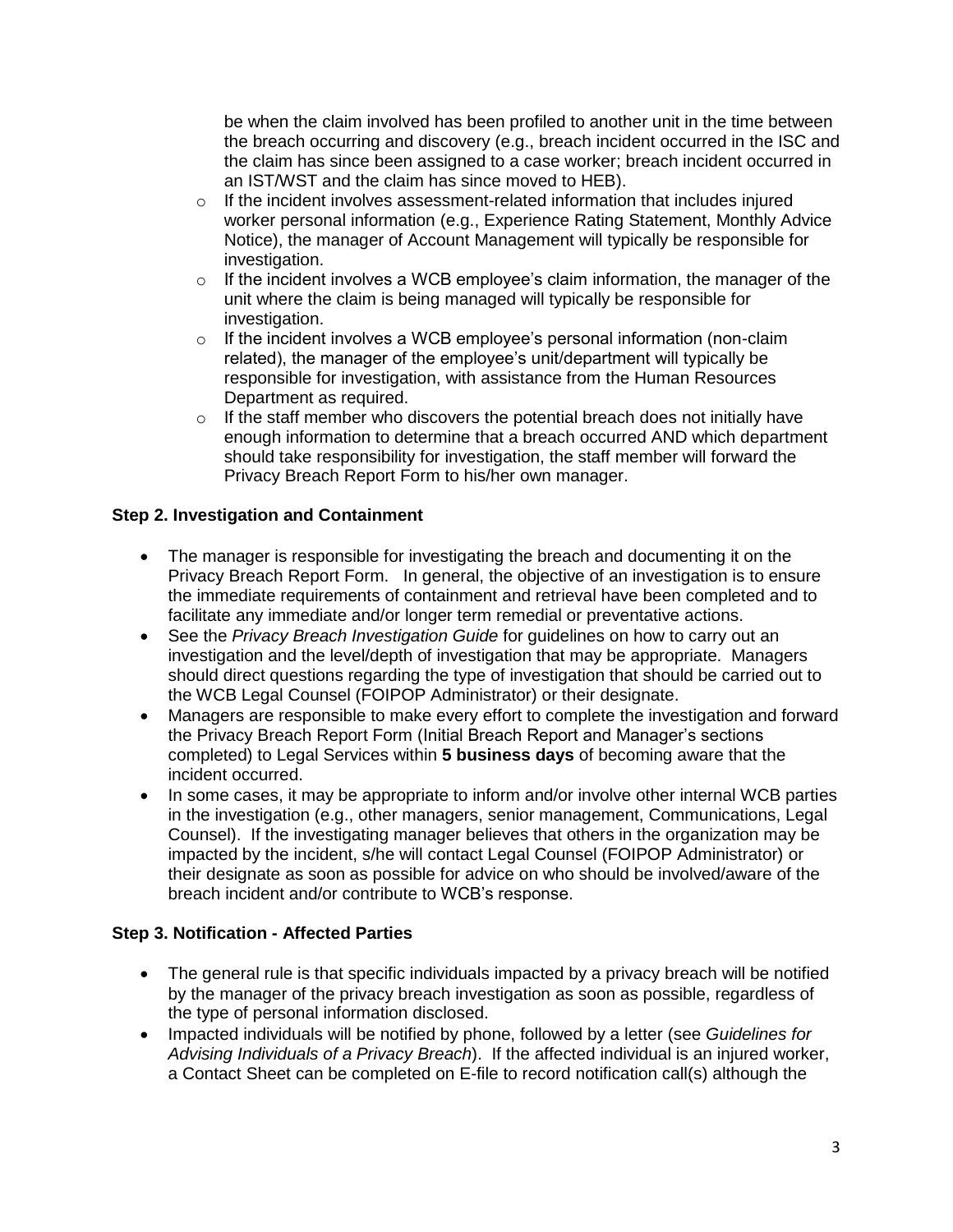be when the claim involved has been profiled to another unit in the time between the breach occurring and discovery (e.g., breach incident occurred in the ISC and the claim has since been assigned to a case worker; breach incident occurred in an IST/WST and the claim has since moved to HEB).

- If the incident involves assessment-related information that includes injured worker personal information (e.g., Experience Rating Statement, Monthly Advice Notice), the manager of Account Management will typically be responsible for investigation.
- If the incident involves a WCB employee's claim information, the manager of the unit where the claim is being managed will typically be responsible for investigation.
- If the incident involves a WCB employee's personal information (non-claim related), the manager of the employee's unit/department will typically be responsible for investigation, with assistance from the Human Resources Department as required.
- If the staff member who discovers the potential breach does not initially have enough information to determine that a breach occurred AND which department should take responsibility for investigation, the staff member will forward the Privacy Breach Report Form to his/her own manager.

**Step 2. Investigation and Containment**

- The manager is responsible for investigating the breach and documenting it on the Privacy Breach Report Form. In general, the objective of an investigation is to ensure the immediate requirements of containment and retrieval have been completed and to facilitate any immediate and/or longer term remedial or preventative actions.
- See the *Privacy Breach Investigation Guide* for guidelines on how to carry out an investigation and the level/depth of investigation that may be appropriate. Managers should direct questions regarding the type of investigation that should be carried out to the WCB Legal Counsel (FOIPOP Administrator) or their designate.
- Managers are responsible to make every effort to complete the investigation and forward the Privacy Breach Report Form (Initial Breach Report and Manager's sections completed) to Legal Services within **5 business days** of becoming aware that the incident occurred.
- In some cases, it may be appropriate to inform and/or involve other internal WCB parties in the investigation (e.g., other managers, senior management, Communications, Legal Counsel). If the investigating manager believes that others in the organization may be impacted by the incident, s/he will contact Legal Counsel (FOIPOP Administrator) or their designate as soon as possible for advice on who should be involved/aware of the breach incident and/or contribute to WCB's response.

**Step 3. Notification - Affected Parties**

- The general rule is that specific individuals impacted by a privacy breach will be notified by the manager of the privacy breach investigation as soon as possible, regardless of the type of personal information disclosed.
- Impacted individuals will be notified by phone, followed by a letter (see *Guidelines for Advising Individuals of a Privacy Breach*). If the affected individual is an injured worker, a Contact Sheet can be completed on E-file to record notification call(s) although the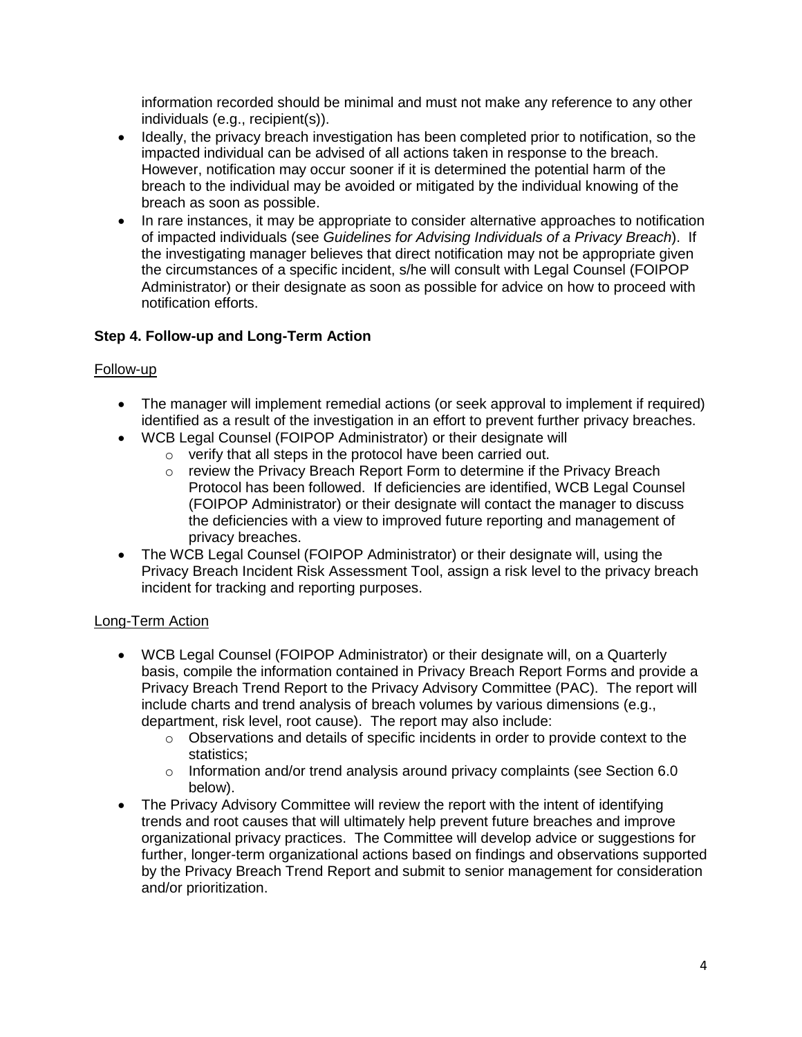information recorded should be minimal and must not make any reference to any other individuals (e.g., recipient(s)).

- Ideally, the privacy breach investigation has been completed prior to notification, so the impacted individual can be advised of all actions taken in response to the breach. However, notification may occur sooner if it is determined the potential harm of the breach to the individual may be avoided or mitigated by the individual knowing of the breach as soon as possible.
- In rare instances, it may be appropriate to consider alternative approaches to notification of impacted individuals (see *Guidelines for Advising Individuals of a Privacy Breach*). If the investigating manager believes that direct notification may not be appropriate given the circumstances of a specific incident, s/he will consult with Legal Counsel (FOIPOP Administrator) or their designate as soon as possible for advice on how to proceed with notification efforts.

**Step 4. Follow-up and Long-Term Action**

Follow-up

- The manager will implement remedial actions (or seek approval to implement if required) identified as a result of the investigation in an effort to prevent further privacy breaches.
- WCB Legal Counsel (FOIPOP Administrator) or their designate will
  - verify that all steps in the protocol have been carried out.
  - review the Privacy Breach Report Form to determine if the Privacy Breach Protocol has been followed. If deficiencies are identified, WCB Legal Counsel (FOIPOP Administrator) or their designate will contact the manager to discuss the deficiencies with a view to improved future reporting and management of privacy breaches.
- The WCB Legal Counsel (FOIPOP Administrator) or their designate will, using the Privacy Breach Incident Risk Assessment Tool, assign a risk level to the privacy breach incident for tracking and reporting purposes.

Long-Term Action

- WCB Legal Counsel (FOIPOP Administrator) or their designate will, on a Quarterly basis, compile the information contained in Privacy Breach Report Forms and provide a Privacy Breach Trend Report to the Privacy Advisory Committee (PAC). The report will include charts and trend analysis of breach volumes by various dimensions (e.g., department, risk level, root cause). The report may also include:
  - Observations and details of specific incidents in order to provide context to the statistics;
  - Information and/or trend analysis around privacy complaints (see Section 6.0 below).
- The Privacy Advisory Committee will review the report with the intent of identifying trends and root causes that will ultimately help prevent future breaches and improve organizational privacy practices. The Committee will develop advice or suggestions for further, longer-term organizational actions based on findings and observations supported by the Privacy Breach Trend Report and submit to senior management for consideration and/or prioritization.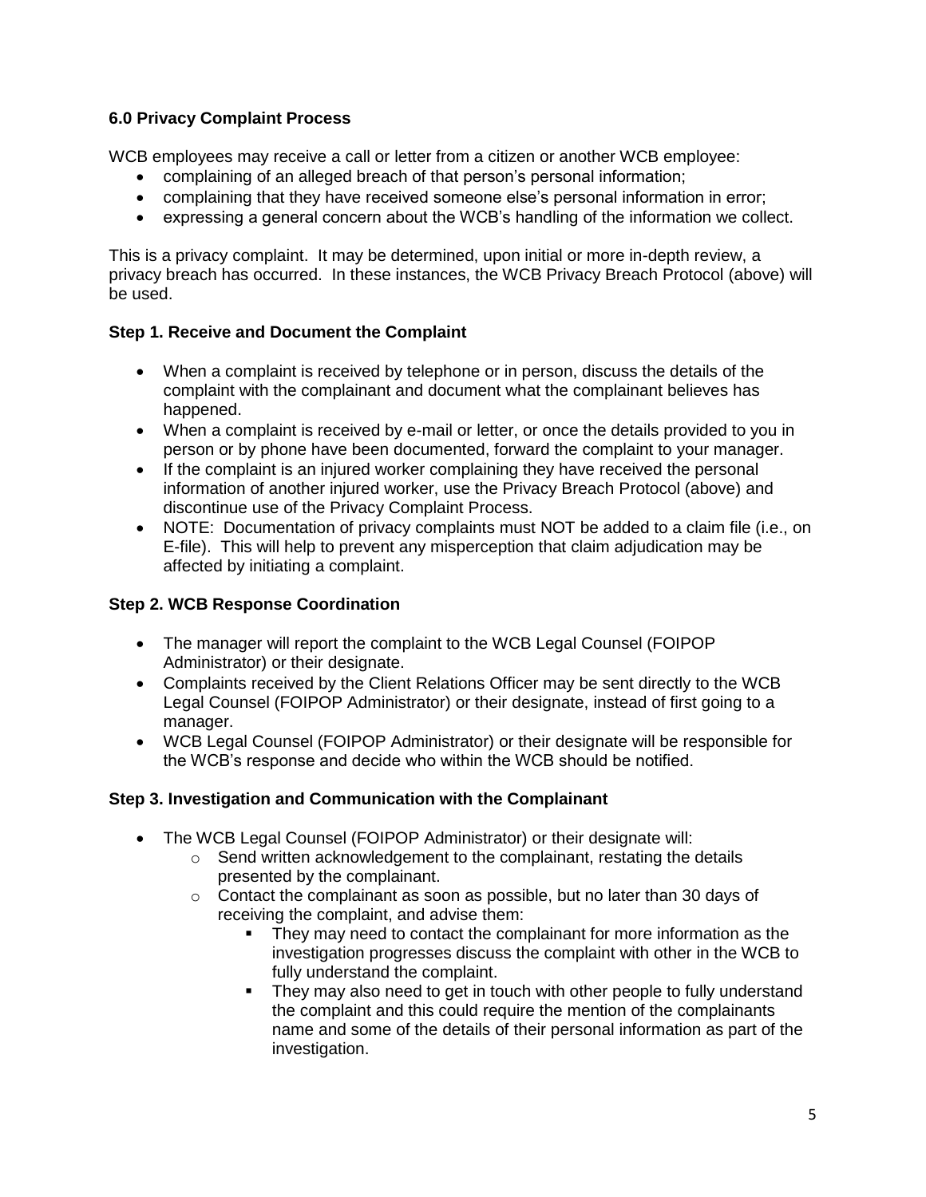### 6.0 Privacy Complaint Process

WCB employees may receive a call or letter from a citizen or another WCB employee:

- complaining of an alleged breach of that person's personal information;
- complaining that they have received someone else's personal information in error;
- expressing a general concern about the WCB's handling of the information we collect.

This is a privacy complaint. It may be determined, upon initial or more in-depth review, a privacy breach has occurred. In these instances, the WCB Privacy Breach Protocol (above) will be used.

#### Step 1. Receive and Document the Complaint

- When a complaint is received by telephone or in person, discuss the details of the complaint with the complainant and document what the complainant believes has happened.
- When a complaint is received by e-mail or letter, or once the details provided to you in person or by phone have been documented, forward the complaint to your manager.
- If the complaint is an injured worker complaining they have received the personal information of another injured worker, use the Privacy Breach Protocol (above) and discontinue use of the Privacy Complaint Process.
- NOTE: Documentation of privacy complaints must NOT be added to a claim file (i.e., on E-file). This will help to prevent any misperception that claim adjudication may be affected by initiating a complaint.

#### Step 2. WCB Response Coordination

- The manager will report the complaint to the WCB Legal Counsel (FOIPOP Administrator) or their designate.
- Complaints received by the Client Relations Officer may be sent directly to the WCB Legal Counsel (FOIPOP Administrator) or their designate, instead of first going to a manager.
- WCB Legal Counsel (FOIPOP Administrator) or their designate will be responsible for the WCB's response and decide who within the WCB should be notified.

#### Step 3. Investigation and Communication with the Complainant

- The WCB Legal Counsel (FOIPOP Administrator) or their designate will:
  - Send written acknowledgement to the complainant, restating the details presented by the complainant.
  - Contact the complainant as soon as possible, but no later than 30 days of receiving the complaint, and advise them:
    - They may need to contact the complainant for more information as the investigation progresses discuss the complaint with other in the WCB to fully understand the complaint.
    - They may also need to get in touch with other people to fully understand the complaint and this could require the mention of the complainants name and some of the details of their personal information as part of the investigation.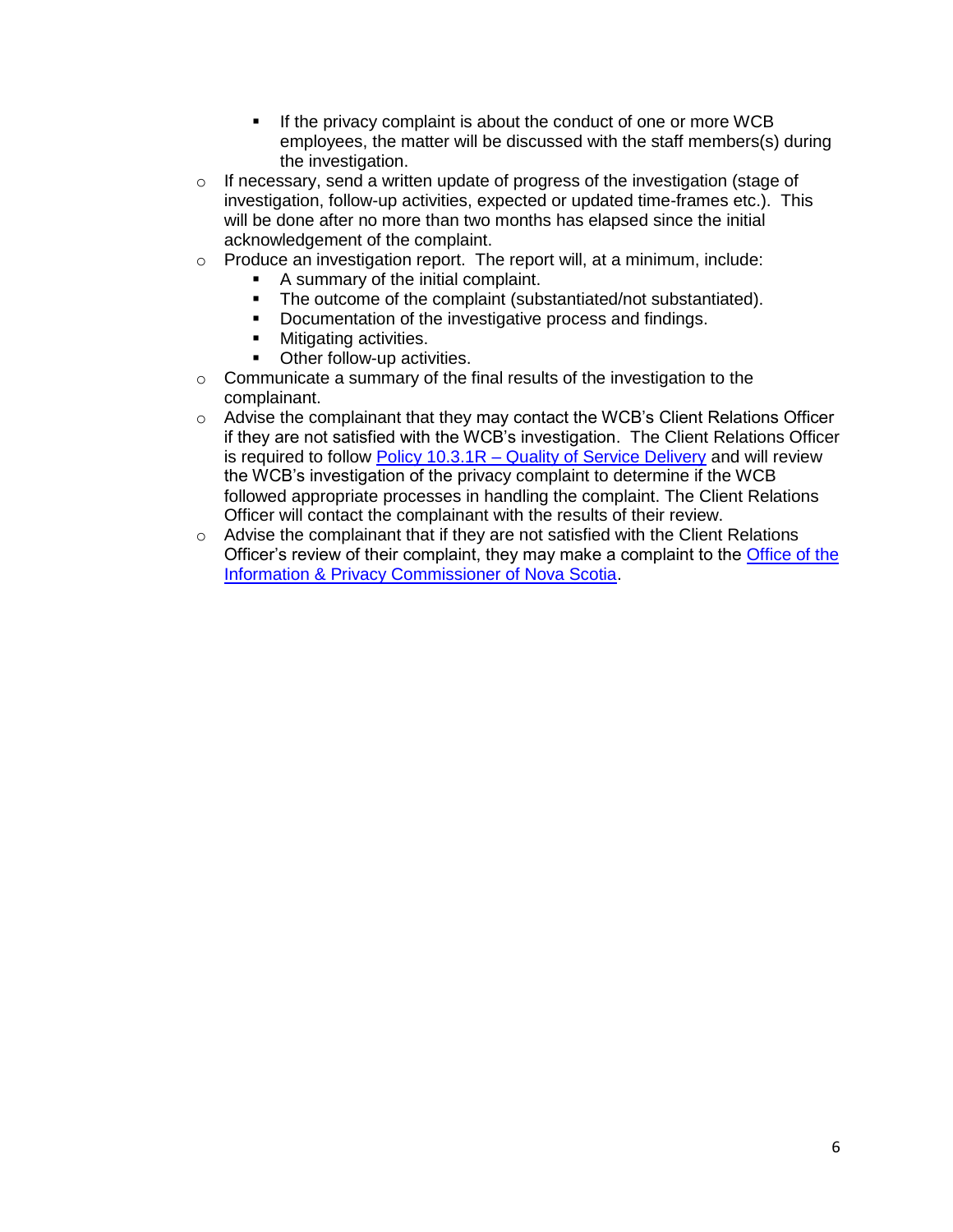- If the privacy complaint is about the conduct of one or more WCB employees, the matter will be discussed with the staff members(s) during the investigation.
  - If necessary, send a written update of progress of the investigation (stage of investigation, follow-up activities, expected or updated time-frames etc.). This will be done after no more than two months has elapsed since the initial acknowledgement of the complaint.
  - Produce an investigation report. The report will, at a minimum, include:
    - A summary of the initial complaint.
    - The outcome of the complaint (substantiated/not substantiated).
    - Documentation of the investigative process and findings.
    - Mitigating activities.
    - Other follow-up activities.
  - Communicate a summary of the final results of the investigation to the complainant.
  - Advise the complainant that they may contact the WCB's Client Relations Officer if they are not satisfied with the WCB's investigation. The Client Relations Officer is required to follow Policy 10.3.1R – Quality of Service Delivery and will review the WCB's investigation of the privacy complaint to determine if the WCB followed appropriate processes in handling the complaint. The Client Relations Officer will contact the complainant with the results of their review.
  - Advise the complainant that if they are not satisfied with the Client Relations Officer's review of their complaint, they may make a complaint to the Office of the Information & Privacy Commissioner of Nova Scotia.